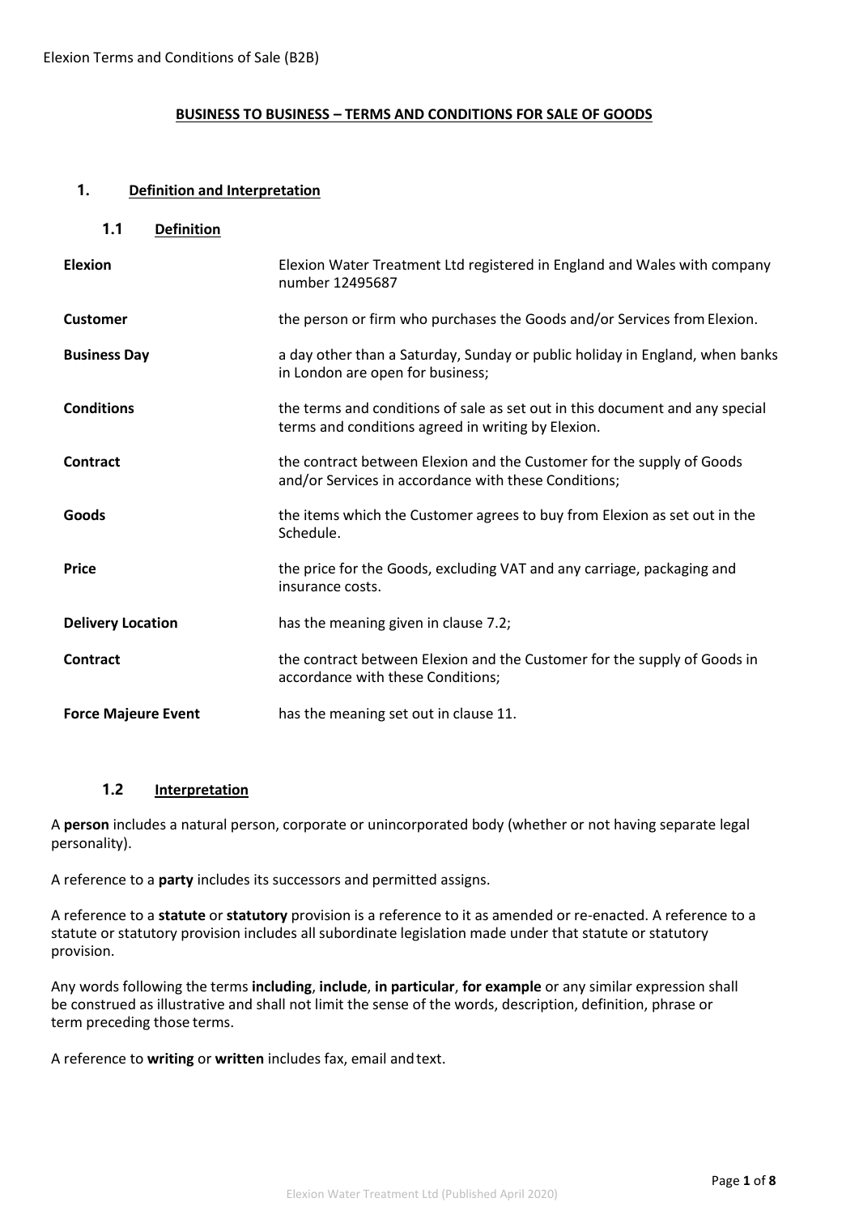## BUSINESS TO BUSINESS – TERMS AND CONDITIONS FOR SALE OF GOODS

### 1. Definition and Interpretation

#### 1.1 Definition

| | |
|---|---|
| **Elexion** | Elexion Water Treatment Ltd registered in England and Wales with company number 12495687 |
| **Customer** | the person or firm who purchases the Goods and/or Services from Elexion. |
| **Business Day** | a day other than a Saturday, Sunday or public holiday in England, when banks in London are open for business; |
| **Conditions** | the terms and conditions of sale as set out in this document and any special terms and conditions agreed in writing by Elexion. |
| **Contract** | the contract between Elexion and the Customer for the supply of Goods and/or Services in accordance with these Conditions; |
| **Goods** | the items which the Customer agrees to buy from Elexion as set out in the Schedule. |
| **Price** | the price for the Goods, excluding VAT and any carriage, packaging and insurance costs. |
| **Delivery Location** | has the meaning given in clause 7.2; |
| **Contract** | the contract between Elexion and the Customer for the supply of Goods in accordance with these Conditions; |
| **Force Majeure Event** | has the meaning set out in clause 11. |

#### 1.2 Interpretation

A **person** includes a natural person, corporate or unincorporated body (whether or not having separate legal personality).

A reference to a **party** includes its successors and permitted assigns.

A reference to a **statute** or **statutory** provision is a reference to it as amended or re-enacted. A reference to a statute or statutory provision includes all subordinate legislation made under that statute or statutory provision.

Any words following the terms **including**, **include**, **in particular**, **for example** or any similar expression shall be construed as illustrative and shall not limit the sense of the words, description, definition, phrase or term preceding those terms.

A reference to **writing** or **written** includes fax, email and text.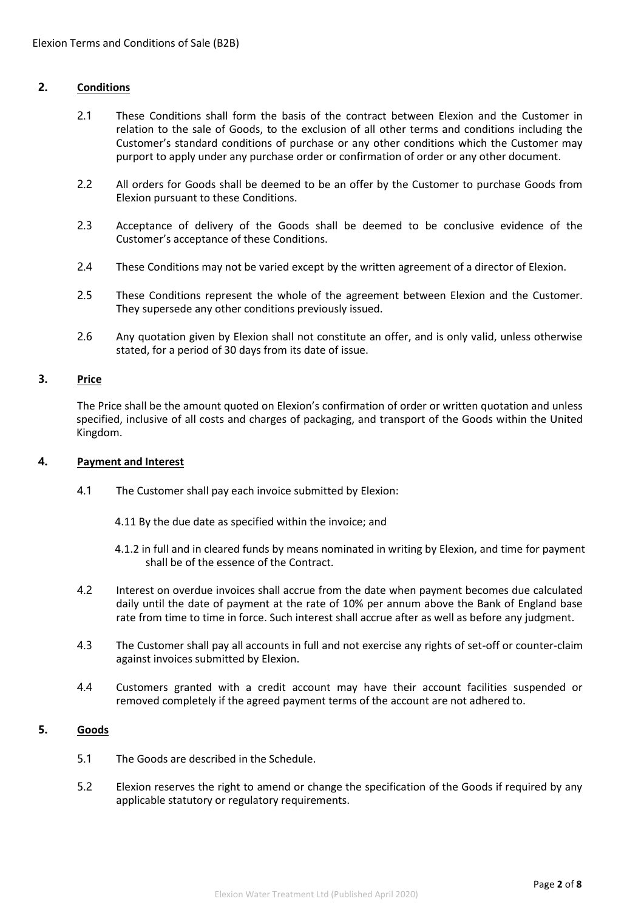## 2. Conditions

2.1 These Conditions shall form the basis of the contract between Elexion and the Customer in relation to the sale of Goods, to the exclusion of all other terms and conditions including the Customer's standard conditions of purchase or any other conditions which the Customer may purport to apply under any purchase order or confirmation of order or any other document.

2.2 All orders for Goods shall be deemed to be an offer by the Customer to purchase Goods from Elexion pursuant to these Conditions.

2.3 Acceptance of delivery of the Goods shall be deemed to be conclusive evidence of the Customer's acceptance of these Conditions.

2.4 These Conditions may not be varied except by the written agreement of a director of Elexion.

2.5 These Conditions represent the whole of the agreement between Elexion and the Customer. They supersede any other conditions previously issued.

2.6 Any quotation given by Elexion shall not constitute an offer, and is only valid, unless otherwise stated, for a period of 30 days from its date of issue.

## 3. Price

The Price shall be the amount quoted on Elexion's confirmation of order or written quotation and unless specified, inclusive of all costs and charges of packaging, and transport of the Goods within the United Kingdom.

## 4. Payment and Interest

4.1 The Customer shall pay each invoice submitted by Elexion:

4.11 By the due date as specified within the invoice; and

4.1.2 in full and in cleared funds by means nominated in writing by Elexion, and time for payment shall be of the essence of the Contract.

4.2 Interest on overdue invoices shall accrue from the date when payment becomes due calculated daily until the date of payment at the rate of 10% per annum above the Bank of England base rate from time to time in force. Such interest shall accrue after as well as before any judgment.

4.3 The Customer shall pay all accounts in full and not exercise any rights of set-off or counter-claim against invoices submitted by Elexion.

4.4 Customers granted with a credit account may have their account facilities suspended or removed completely if the agreed payment terms of the account are not adhered to.

## 5. Goods

5.1 The Goods are described in the Schedule.

5.2 Elexion reserves the right to amend or change the specification of the Goods if required by any applicable statutory or regulatory requirements.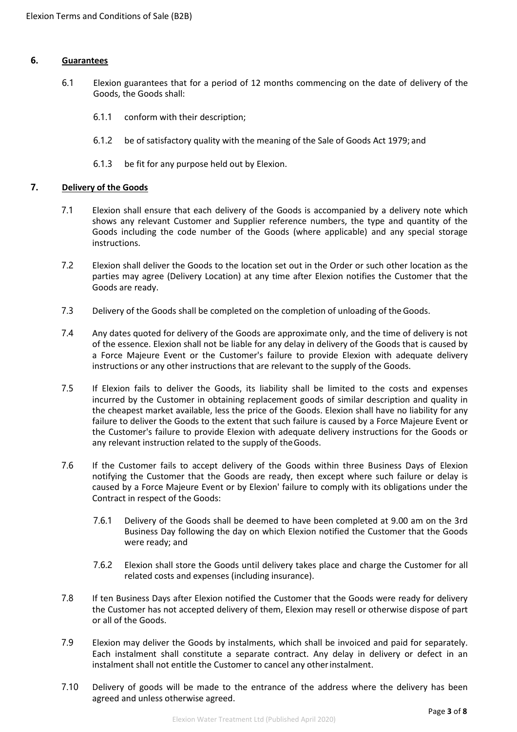## 6. Guarantees

6.1 Elexion guarantees that for a period of 12 months commencing on the date of delivery of the Goods, the Goods shall:

6.1.1 conform with their description;

6.1.2 be of satisfactory quality with the meaning of the Sale of Goods Act 1979; and

6.1.3 be fit for any purpose held out by Elexion.

## 7. Delivery of the Goods

7.1 Elexion shall ensure that each delivery of the Goods is accompanied by a delivery note which shows any relevant Customer and Supplier reference numbers, the type and quantity of the Goods including the code number of the Goods (where applicable) and any special storage instructions.

7.2 Elexion shall deliver the Goods to the location set out in the Order or such other location as the parties may agree (Delivery Location) at any time after Elexion notifies the Customer that the Goods are ready.

7.3 Delivery of the Goods shall be completed on the completion of unloading of the Goods.

7.4 Any dates quoted for delivery of the Goods are approximate only, and the time of delivery is not of the essence. Elexion shall not be liable for any delay in delivery of the Goods that is caused by a Force Majeure Event or the Customer's failure to provide Elexion with adequate delivery instructions or any other instructions that are relevant to the supply of the Goods.

7.5 If Elexion fails to deliver the Goods, its liability shall be limited to the costs and expenses incurred by the Customer in obtaining replacement goods of similar description and quality in the cheapest market available, less the price of the Goods. Elexion shall have no liability for any failure to deliver the Goods to the extent that such failure is caused by a Force Majeure Event or the Customer's failure to provide Elexion with adequate delivery instructions for the Goods or any relevant instruction related to the supply of the Goods.

7.6 If the Customer fails to accept delivery of the Goods within three Business Days of Elexion notifying the Customer that the Goods are ready, then except where such failure or delay is caused by a Force Majeure Event or by Elexion' failure to comply with its obligations under the Contract in respect of the Goods:

7.6.1 Delivery of the Goods shall be deemed to have been completed at 9.00 am on the 3rd Business Day following the day on which Elexion notified the Customer that the Goods were ready; and

7.6.2 Elexion shall store the Goods until delivery takes place and charge the Customer for all related costs and expenses (including insurance).

7.8 If ten Business Days after Elexion notified the Customer that the Goods were ready for delivery the Customer has not accepted delivery of them, Elexion may resell or otherwise dispose of part or all of the Goods.

7.9 Elexion may deliver the Goods by instalments, which shall be invoiced and paid for separately. Each instalment shall constitute a separate contract. Any delay in delivery or defect in an instalment shall not entitle the Customer to cancel any other instalment.

7.10 Delivery of goods will be made to the entrance of the address where the delivery has been agreed and unless otherwise agreed.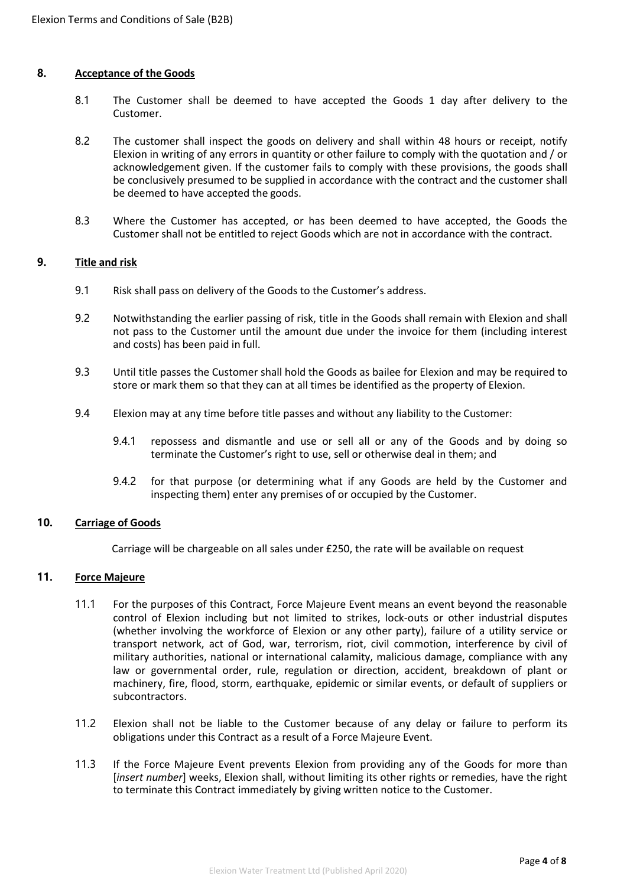## 8. Acceptance of the Goods

8.1 The Customer shall be deemed to have accepted the Goods 1 day after delivery to the Customer.

8.2 The customer shall inspect the goods on delivery and shall within 48 hours or receipt, notify Elexion in writing of any errors in quantity or other failure to comply with the quotation and / or acknowledgement given. If the customer fails to comply with these provisions, the goods shall be conclusively presumed to be supplied in accordance with the contract and the customer shall be deemed to have accepted the goods.

8.3 Where the Customer has accepted, or has been deemed to have accepted, the Goods the Customer shall not be entitled to reject Goods which are not in accordance with the contract.

## 9. Title and risk

9.1 Risk shall pass on delivery of the Goods to the Customer's address.

9.2 Notwithstanding the earlier passing of risk, title in the Goods shall remain with Elexion and shall not pass to the Customer until the amount due under the invoice for them (including interest and costs) has been paid in full.

9.3 Until title passes the Customer shall hold the Goods as bailee for Elexion and may be required to store or mark them so that they can at all times be identified as the property of Elexion.

9.4 Elexion may at any time before title passes and without any liability to the Customer:

9.4.1 repossess and dismantle and use or sell all or any of the Goods and by doing so terminate the Customer's right to use, sell or otherwise deal in them; and

9.4.2 for that purpose (or determining what if any Goods are held by the Customer and inspecting them) enter any premises of or occupied by the Customer.

## 10. Carriage of Goods

Carriage will be chargeable on all sales under £250, the rate will be available on request

## 11. Force Majeure

11.1 For the purposes of this Contract, Force Majeure Event means an event beyond the reasonable control of Elexion including but not limited to strikes, lock-outs or other industrial disputes (whether involving the workforce of Elexion or any other party), failure of a utility service or transport network, act of God, war, terrorism, riot, civil commotion, interference by civil of military authorities, national or international calamity, malicious damage, compliance with any law or governmental order, rule, regulation or direction, accident, breakdown of plant or machinery, fire, flood, storm, earthquake, epidemic or similar events, or default of suppliers or subcontractors.

11.2 Elexion shall not be liable to the Customer because of any delay or failure to perform its obligations under this Contract as a result of a Force Majeure Event.

11.3 If the Force Majeure Event prevents Elexion from providing any of the Goods for more than [*insert number*] weeks, Elexion shall, without limiting its other rights or remedies, have the right to terminate this Contract immediately by giving written notice to the Customer.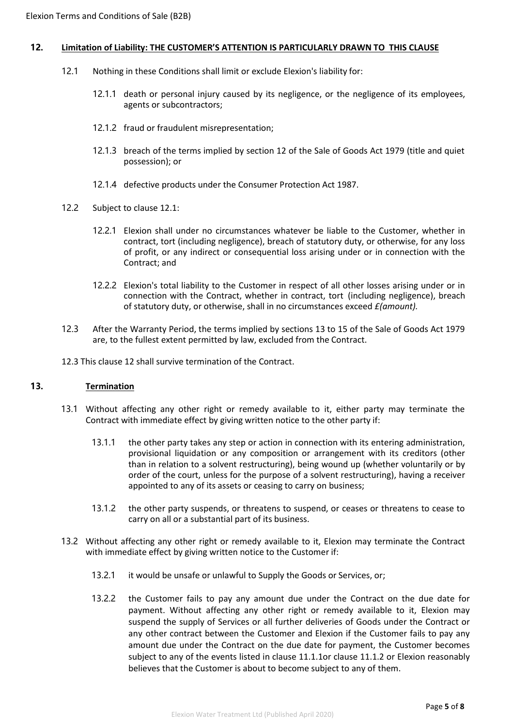## 12. Limitation of Liability: THE CUSTOMER'S ATTENTION IS PARTICULARLY DRAWN TO THIS CLAUSE

12.1 Nothing in these Conditions shall limit or exclude Elexion's liability for:

12.1.1 death or personal injury caused by its negligence, or the negligence of its employees, agents or subcontractors;

12.1.2 fraud or fraudulent misrepresentation;

12.1.3 breach of the terms implied by section 12 of the Sale of Goods Act 1979 (title and quiet possession); or

12.1.4 defective products under the Consumer Protection Act 1987.

12.2 Subject to clause 12.1:

12.2.1 Elexion shall under no circumstances whatever be liable to the Customer, whether in contract, tort (including negligence), breach of statutory duty, or otherwise, for any loss of profit, or any indirect or consequential loss arising under or in connection with the Contract; and

12.2.2 Elexion's total liability to the Customer in respect of all other losses arising under or in connection with the Contract, whether in contract, tort (including negligence), breach of statutory duty, or otherwise, shall in no circumstances exceed *£(amount).*

12.3 After the Warranty Period, the terms implied by sections 13 to 15 of the Sale of Goods Act 1979 are, to the fullest extent permitted by law, excluded from the Contract.

12.3 This clause 12 shall survive termination of the Contract.

## 13. Termination

13.1 Without affecting any other right or remedy available to it, either party may terminate the Contract with immediate effect by giving written notice to the other party if:

13.1.1 the other party takes any step or action in connection with its entering administration, provisional liquidation or any composition or arrangement with its creditors (other than in relation to a solvent restructuring), being wound up (whether voluntarily or by order of the court, unless for the purpose of a solvent restructuring), having a receiver appointed to any of its assets or ceasing to carry on business;

13.1.2 the other party suspends, or threatens to suspend, or ceases or threatens to cease to carry on all or a substantial part of its business.

13.2 Without affecting any other right or remedy available to it, Elexion may terminate the Contract with immediate effect by giving written notice to the Customer if:

13.2.1 it would be unsafe or unlawful to Supply the Goods or Services, or;

13.2.2 the Customer fails to pay any amount due under the Contract on the due date for payment. Without affecting any other right or remedy available to it, Elexion may suspend the supply of Services or all further deliveries of Goods under the Contract or any other contract between the Customer and Elexion if the Customer fails to pay any amount due under the Contract on the due date for payment, the Customer becomes subject to any of the events listed in clause 11.1.1or clause 11.1.2 or Elexion reasonably believes that the Customer is about to become subject to any of them.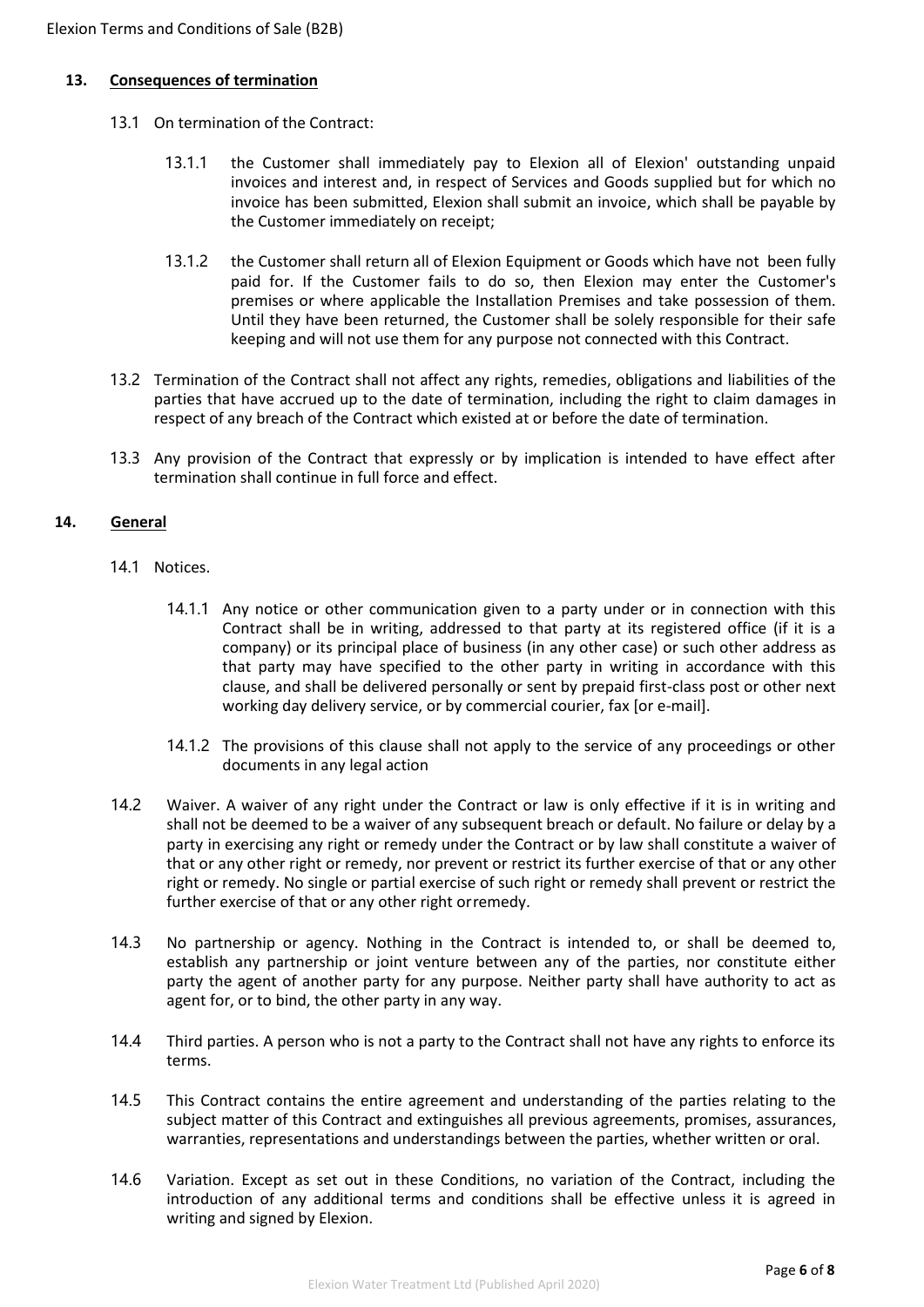## 13. Consequences of termination

13.1 On termination of the Contract:

13.1.1 the Customer shall immediately pay to Elexion all of Elexion' outstanding unpaid invoices and interest and, in respect of Services and Goods supplied but for which no invoice has been submitted, Elexion shall submit an invoice, which shall be payable by the Customer immediately on receipt;

13.1.2 the Customer shall return all of Elexion Equipment or Goods which have not been fully paid for. If the Customer fails to do so, then Elexion may enter the Customer's premises or where applicable the Installation Premises and take possession of them. Until they have been returned, the Customer shall be solely responsible for their safe keeping and will not use them for any purpose not connected with this Contract.

13.2 Termination of the Contract shall not affect any rights, remedies, obligations and liabilities of the parties that have accrued up to the date of termination, including the right to claim damages in respect of any breach of the Contract which existed at or before the date of termination.

13.3 Any provision of the Contract that expressly or by implication is intended to have effect after termination shall continue in full force and effect.

## 14. General

14.1 Notices.

14.1.1 Any notice or other communication given to a party under or in connection with this Contract shall be in writing, addressed to that party at its registered office (if it is a company) or its principal place of business (in any other case) or such other address as that party may have specified to the other party in writing in accordance with this clause, and shall be delivered personally or sent by prepaid first-class post or other next working day delivery service, or by commercial courier, fax [or e-mail].

14.1.2 The provisions of this clause shall not apply to the service of any proceedings or other documents in any legal action

14.2 Waiver. A waiver of any right under the Contract or law is only effective if it is in writing and shall not be deemed to be a waiver of any subsequent breach or default. No failure or delay by a party in exercising any right or remedy under the Contract or by law shall constitute a waiver of that or any other right or remedy, nor prevent or restrict its further exercise of that or any other right or remedy. No single or partial exercise of such right or remedy shall prevent or restrict the further exercise of that or any other right orremedy.

14.3 No partnership or agency. Nothing in the Contract is intended to, or shall be deemed to, establish any partnership or joint venture between any of the parties, nor constitute either party the agent of another party for any purpose. Neither party shall have authority to act as agent for, or to bind, the other party in any way.

14.4 Third parties. A person who is not a party to the Contract shall not have any rights to enforce its terms.

14.5 This Contract contains the entire agreement and understanding of the parties relating to the subject matter of this Contract and extinguishes all previous agreements, promises, assurances, warranties, representations and understandings between the parties, whether written or oral.

14.6 Variation. Except as set out in these Conditions, no variation of the Contract, including the introduction of any additional terms and conditions shall be effective unless it is agreed in writing and signed by Elexion.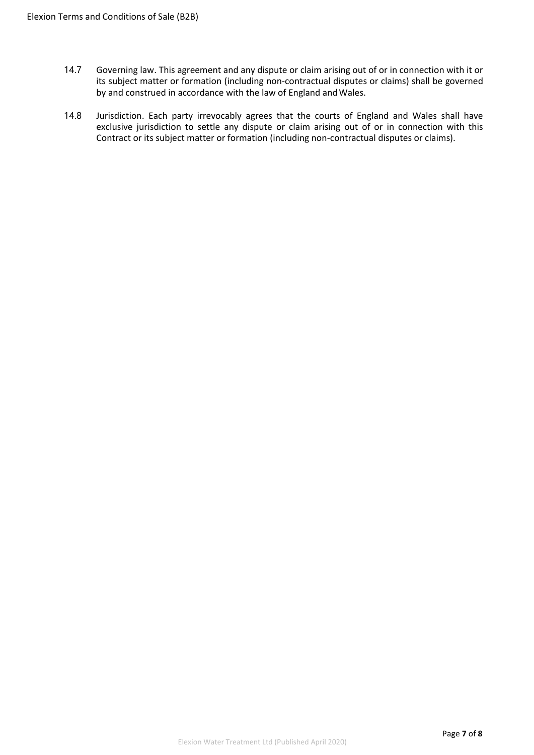14.7 Governing law. This agreement and any dispute or claim arising out of or in connection with it or its subject matter or formation (including non-contractual disputes or claims) shall be governed by and construed in accordance with the law of England and Wales.

14.8 Jurisdiction. Each party irrevocably agrees that the courts of England and Wales shall have exclusive jurisdiction to settle any dispute or claim arising out of or in connection with this Contract or its subject matter or formation (including non-contractual disputes or claims).